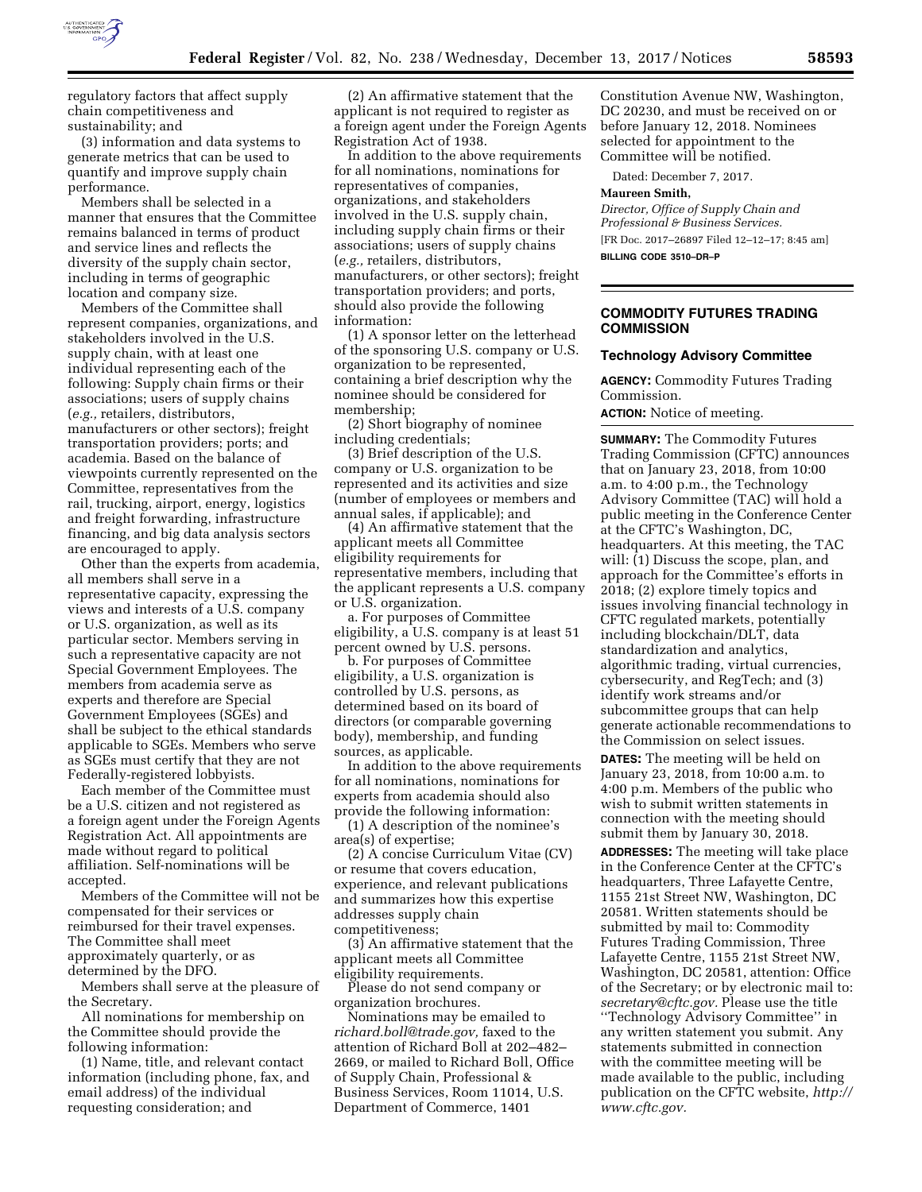regulatory factors that affect supply chain competitiveness and sustainability; and

(3) information and data systems to generate metrics that can be used to quantify and improve supply chain performance.

Members shall be selected in a manner that ensures that the Committee remains balanced in terms of product and service lines and reflects the diversity of the supply chain sector, including in terms of geographic location and company size.

Members of the Committee shall represent companies, organizations, and stakeholders involved in the U.S. supply chain, with at least one individual representing each of the following: Supply chain firms or their associations; users of supply chains (*e.g.,* retailers, distributors, manufacturers or other sectors); freight transportation providers; ports; and academia. Based on the balance of viewpoints currently represented on the Committee, representatives from the rail, trucking, airport, energy, logistics and freight forwarding, infrastructure financing, and big data analysis sectors are encouraged to apply.

Other than the experts from academia, all members shall serve in a representative capacity, expressing the views and interests of a U.S. company or U.S. organization, as well as its particular sector. Members serving in such a representative capacity are not Special Government Employees. The members from academia serve as experts and therefore are Special Government Employees (SGEs) and shall be subject to the ethical standards applicable to SGEs. Members who serve as SGEs must certify that they are not Federally-registered lobbyists.

Each member of the Committee must be a U.S. citizen and not registered as a foreign agent under the Foreign Agents Registration Act. All appointments are made without regard to political affiliation. Self-nominations will be accepted.

Members of the Committee will not be compensated for their services or reimbursed for their travel expenses. The Committee shall meet approximately quarterly, or as determined by the DFO.

Members shall serve at the pleasure of the Secretary.

All nominations for membership on the Committee should provide the following information:

(1) Name, title, and relevant contact information (including phone, fax, and email address) of the individual requesting consideration; and

(2) An affirmative statement that the applicant is not required to register as a foreign agent under the Foreign Agents Registration Act of 1938.

In addition to the above requirements for all nominations, nominations for representatives of companies, organizations, and stakeholders involved in the U.S. supply chain, including supply chain firms or their associations; users of supply chains (*e.g.,* retailers, distributors, manufacturers, or other sectors); freight transportation providers; and ports, should also provide the following information:

(1) A sponsor letter on the letterhead of the sponsoring U.S. company or U.S. organization to be represented, containing a brief description why the nominee should be considered for membership;

(2) Short biography of nominee including credentials;

(3) Brief description of the U.S. company or U.S. organization to be represented and its activities and size (number of employees or members and annual sales, if applicable); and

(4) An affirmative statement that the applicant meets all Committee eligibility requirements for representative members, including that the applicant represents a U.S. company or U.S. organization.

a. For purposes of Committee eligibility, a U.S. company is at least 51 percent owned by U.S. persons.

b. For purposes of Committee eligibility, a U.S. organization is controlled by U.S. persons, as determined based on its board of directors (or comparable governing body), membership, and funding sources, as applicable.

In addition to the above requirements for all nominations, nominations for experts from academia should also provide the following information:

(1) A description of the nominee's area(s) of expertise;

(2) A concise Curriculum Vitae (CV) or resume that covers education, experience, and relevant publications and summarizes how this expertise addresses supply chain competitiveness;

(3) An affirmative statement that the applicant meets all Committee eligibility requirements.

Please do not send company or organization brochures.

Nominations may be emailed to *richard.boll@trade.gov,* faxed to the attention of Richard Boll at 202–482–2669, or mailed to Richard Boll, Office of Supply Chain, Professional & Business Services, Room 11014, U.S. Department of Commerce, 1401 Constitution Avenue NW, Washington, DC 20230, and must be received on or before January 12, 2018. Nominees selected for appointment to the Committee will be notified.

Dated: December 7, 2017.

**Maureen Smith,**

*Director, Office of Supply Chain and Professional & Business Services.*

[FR Doc. 2017–26897 Filed 12–12–17; 8:45 am]

**BILLING CODE 3510–DR–P**

---

## COMMODITY FUTURES TRADING COMMISSION

### Technology Advisory Committee

**AGENCY:** Commodity Futures Trading Commission.

**ACTION:** Notice of meeting.

**SUMMARY:** The Commodity Futures Trading Commission (CFTC) announces that on January 23, 2018, from 10:00 a.m. to 4:00 p.m., the Technology Advisory Committee (TAC) will hold a public meeting in the Conference Center at the CFTC's Washington, DC, headquarters. At this meeting, the TAC will: (1) Discuss the scope, plan, and approach for the Committee's efforts in 2018; (2) explore timely topics and issues involving financial technology in CFTC regulated markets, potentially including blockchain/DLT, data standardization and analytics, algorithmic trading, virtual currencies, cybersecurity, and RegTech; and (3) identify work streams and/or subcommittee groups that can help generate actionable recommendations to the Commission on select issues.

**DATES:** The meeting will be held on January 23, 2018, from 10:00 a.m. to 4:00 p.m. Members of the public who wish to submit written statements in connection with the meeting should submit them by January 30, 2018.

**ADDRESSES:** The meeting will take place in the Conference Center at the CFTC's headquarters, Three Lafayette Centre, 1155 21st Street NW, Washington, DC 20581. Written statements should be submitted by mail to: Commodity Futures Trading Commission, Three Lafayette Centre, 1155 21st Street NW, Washington, DC 20581, attention: Office of the Secretary; or by electronic mail to: *secretary@cftc.gov.* Please use the title ''Technology Advisory Committee'' in any written statement you submit. Any statements submitted in connection with the committee meeting will be made available to the public, including publication on the CFTC website, *http://www.cftc.gov.*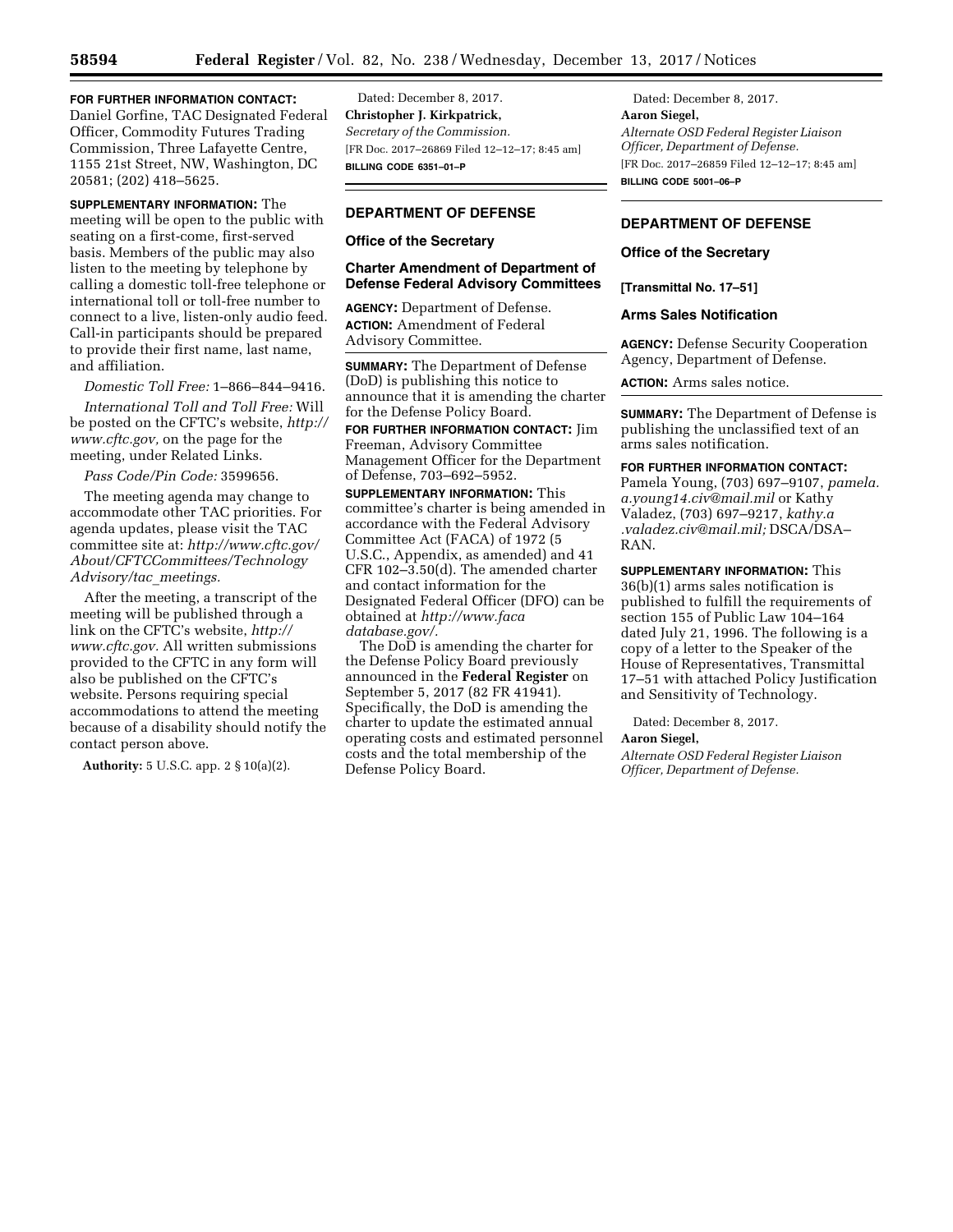**FOR FURTHER INFORMATION CONTACT:** Daniel Gorfine, TAC Designated Federal Officer, Commodity Futures Trading Commission, Three Lafayette Centre, 1155 21st Street, NW, Washington, DC 20581; (202) 418–5625.

**SUPPLEMENTARY INFORMATION:** The meeting will be open to the public with seating on a first-come, first-served basis. Members of the public may also listen to the meeting by telephone by calling a domestic toll-free telephone or international toll or toll-free number to connect to a live, listen-only audio feed. Call-in participants should be prepared to provide their first name, last name, and affiliation.

*Domestic Toll Free:* 1–866–844–9416.

*International Toll and Toll Free:* Will be posted on the CFTC's website, *http://www.cftc.gov,* on the page for the meeting, under Related Links.

*Pass Code/Pin Code:* 3599656.

The meeting agenda may change to accommodate other TAC priorities. For agenda updates, please visit the TAC committee site at: *http://www.cftc.gov/About/CFTCCommittees/TechnologyAdvisory/tac_meetings.*

After the meeting, a transcript of the meeting will be published through a link on the CFTC's website, *http://www.cftc.gov.* All written submissions provided to the CFTC in any form will also be published on the CFTC's website. Persons requiring special accommodations to attend the meeting because of a disability should notify the contact person above.

**Authority:** 5 U.S.C. app. 2 § 10(a)(2).

Dated: December 8, 2017.

**Christopher J. Kirkpatrick,**

*Secretary of the Commission.*

[FR Doc. 2017–26869 Filed 12–12–17; 8:45 am]

**BILLING CODE 6351–01–P**

## DEPARTMENT OF DEFENSE

### Office of the Secretary

### Charter Amendment of Department of Defense Federal Advisory Committees

**AGENCY:** Department of Defense.

**ACTION:** Amendment of Federal Advisory Committee.

**SUMMARY:** The Department of Defense (DoD) is publishing this notice to announce that it is amending the charter for the Defense Policy Board.

**FOR FURTHER INFORMATION CONTACT:** Jim Freeman, Advisory Committee Management Officer for the Department of Defense, 703–692–5952.

**SUPPLEMENTARY INFORMATION:** This committee's charter is being amended in accordance with the Federal Advisory Committee Act (FACA) of 1972 (5 U.S.C., Appendix, as amended) and 41 CFR 102–3.50(d). The amended charter and contact information for the Designated Federal Officer (DFO) can be obtained at *http://www.facadatabase.gov/.*

The DoD is amending the charter for the Defense Policy Board previously announced in the **Federal Register** on September 5, 2017 (82 FR 41941). Specifically, the DoD is amending the charter to update the estimated annual operating costs and estimated personnel costs and the total membership of the Defense Policy Board.

Dated: December 8, 2017.

**Aaron Siegel,**

*Alternate OSD Federal Register Liaison Officer, Department of Defense.*

[FR Doc. 2017–26859 Filed 12–12–17; 8:45 am]

**BILLING CODE 5001–06–P**

## DEPARTMENT OF DEFENSE

### Office of the Secretary

**[Transmittal No. 17–51]**

### Arms Sales Notification

**AGENCY:** Defense Security Cooperation Agency, Department of Defense.

**ACTION:** Arms sales notice.

**SUMMARY:** The Department of Defense is publishing the unclassified text of an arms sales notification.

**FOR FURTHER INFORMATION CONTACT:** Pamela Young, (703) 697–9107, *pamela.a.young14.civ@mail.mil* or Kathy Valadez, (703) 697–9217, *kathy.a.valadez.civ@mail.mil;* DSCA/DSA–RAN.

**SUPPLEMENTARY INFORMATION:** This 36(b)(1) arms sales notification is published to fulfill the requirements of section 155 of Public Law 104–164 dated July 21, 1996. The following is a copy of a letter to the Speaker of the House of Representatives, Transmittal 17–51 with attached Policy Justification and Sensitivity of Technology.

Dated: December 8, 2017.

**Aaron Siegel,**

*Alternate OSD Federal Register Liaison Officer, Department of Defense.*